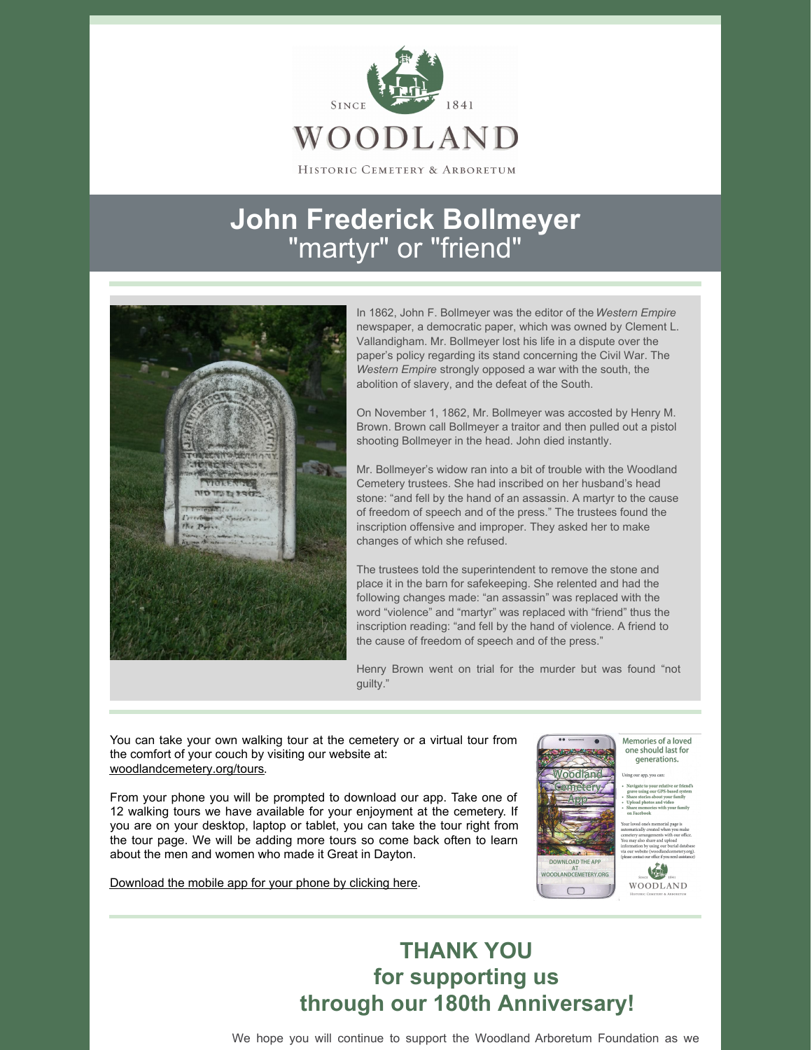SINCE 1841

WOODLAND

HISTORIC CEMETERY & ARBORETUM

# John Frederick Bollmeyer
## "martyr" or "friend"

In 1862, John F. Bollmeyer was the editor of the *Western Empire* newspaper, a democratic paper, which was owned by Clement L. Vallandigham. Mr. Bollmeyer lost his life in a dispute over the paper's policy regarding its stand concerning the Civil War. The *Western Empire* strongly opposed a war with the south, the abolition of slavery, and the defeat of the South.

On November 1, 1862, Mr. Bollmeyer was accosted by Henry M. Brown. Brown call Bollmeyer a traitor and then pulled out a pistol shooting Bollmeyer in the head. John died instantly.

Mr. Bollmeyer's widow ran into a bit of trouble with the Woodland Cemetery trustees. She had inscribed on her husband's head stone: "and fell by the hand of an assassin. A martyr to the cause of freedom of speech and of the press." The trustees found the inscription offensive and improper. They asked her to make changes of which she refused.

The trustees told the superintendent to remove the stone and place it in the barn for safekeeping. She relented and had the following changes made: "an assassin" was replaced with the word "violence" and "martyr" was replaced with "friend" thus the inscription reading: "and fell by the hand of violence. A friend to the cause of freedom of speech and of the press."

Henry Brown went on trial for the murder but was found "not guilty."

You can take your own walking tour at the cemetery or a virtual tour from the comfort of your couch by visiting our website at: woodlandcemetery.org/tours.

From your phone you will be prompted to download our app. Take one of 12 walking tours we have available for your enjoyment at the cemetery. If you are on your desktop, laptop or tablet, you can take the tour right from the tour page. We will be adding more tours so come back often to learn about the men and women who made it Great in Dayton.

Download the mobile app for your phone by clicking here.

# THANK YOU for supporting us through our 180th Anniversary!

We hope you will continue to support the Woodland Arboretum Foundation as we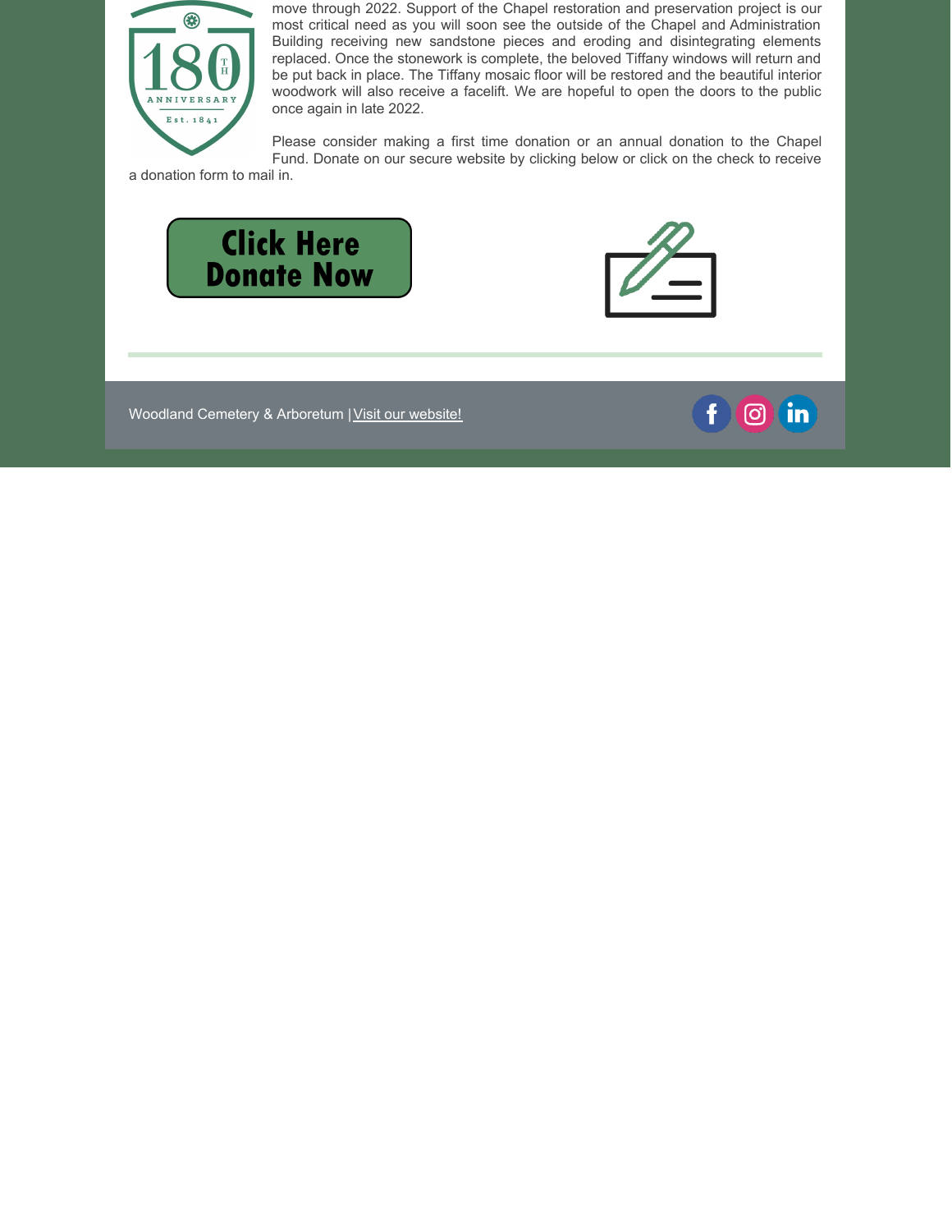move through 2022. Support of the Chapel restoration and preservation project is our most critical need as you will soon see the outside of the Chapel and Administration Building receiving new sandstone pieces and eroding and disintegrating elements replaced. Once the stonework is complete, the beloved Tiffany windows will return and be put back in place. The Tiffany mosaic floor will be restored and the beautiful interior woodwork will also receive a facelift. We are hopeful to open the doors to the public once again in late 2022.

Please consider making a first time donation or an annual donation to the Chapel Fund. Donate on our secure website by clicking below or click on the check to receive a donation form to mail in.

**Click Here Donate Now**

Woodland Cemetery & Arboretum | Visit our website!